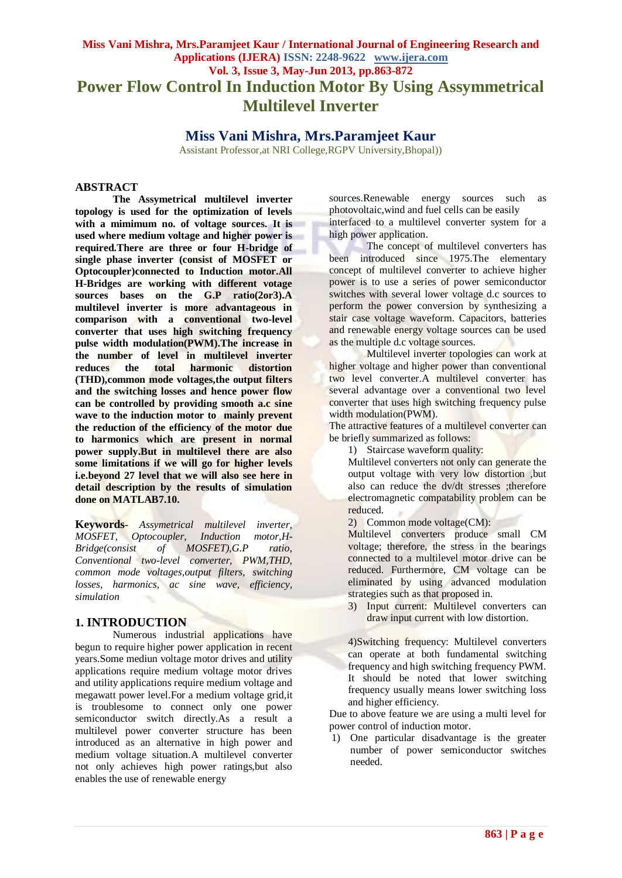# Power Flow Control In Induction Motor By Using Assymmetrical Multilevel Inverter

## Miss Vani Mishra, Mrs.Paramjeet Kaur

Assistant Professor,at NRI College,RGPV University,Bhopal))

## ABSTRACT

**The Assymetrical multilevel inverter topology is used for the optimization of levels with a mimimum no. of voltage sources. It is used where medium voltage and higher power is required.There are three or four H-bridge of single phase inverter (consist of MOSFET or Optocoupler)connected to Induction motor.All H-Bridges are working with different votage sources bases on the G.P ratio(2or3).A multilevel inverter is more advantageous in comparison with a conventional two-level converter that uses high switching frequency pulse width modulation(PWM).The increase in the number of level in multilevel inverter reduces the total harmonic distortion (THD),common mode voltages,the output filters and the switching losses and hence power flow can be controlled by providing smooth a.c sine wave to the induction motor to mainly prevent the reduction of the efficiency of the motor due to harmonics which are present in normal power supply.But in multilevel there are also some limitations if we will go for higher levels i.e.beyond 27 level that we will also see here in detail description by the results of simulation done on MATLAB7.10.**

**Keywords-** *Assymetrical multilevel inverter, MOSFET, Optocoupler, Induction motor,H-Bridge(consist of MOSFET),G.P ratio, Conventional two-level converter, PWM,THD, common mode voltages,output filters, switching losses, harmonics, ac sine wave, efficiency, simulation*

## 1. INTRODUCTION

Numerous industrial applications have begun to require higher power application in recent years.Some mediun voltage motor drives and utility applications require medium voltage motor drives and utility applications require medium voltage and megawatt power level.For a medium voltage grid,it is troublesome to connect only one power semiconductor switch directly.As a result a multilevel power converter structure has been introduced as an alternative in high power and medium voltage situation.A multilevel converter not only achieves high power ratings,but also enables the use of renewable energy sources.Renewable energy sources such as photovoltaic,wind and fuel cells can be easily interfaced to a multilevel converter system for a high power application.

The concept of multilevel converters has been introduced since 1975.The elementary concept of multilevel converter to achieve higher power is to use a series of power semiconductor switches with several lower voltage d.c sources to perform the power conversion by synthesizing a stair case voltage waveform. Capacitors, batteries and renewable energy voltage sources can be used as the multiple d.c voltage sources.

Multilevel inverter topologies can work at higher voltage and higher power than conventional two level converter.A multilevel converter has several advantage over a conventional two level converter that uses high switching frequency pulse width modulation(PWM).

The attractive features of a multilevel converter can be briefly summarized as follows:

1) Staircase waveform quality:

   Multilevel converters not only can generate the output voltage with very low distortion ,but also can reduce the dv/dt stresses ;therefore electromagnetic compatability problem can be reduced.

2) Common mode voltage(CM):

   Multilevel converters produce small CM voltage; therefore, the stress in the bearings connected to a multilevel motor drive can be reduced. Furthermore, CM voltage can be eliminated by using advanced modulation strategies such as that proposed in.

3) Input current: Multilevel converters can draw input current with low distortion.

4)Switching frequency: Multilevel converters can operate at both fundamental switching frequency and high switching frequency PWM. It should be noted that lower switching frequency usually means lower switching loss and higher efficiency.

Due to above feature we are using a multi level for power control of induction motor.

1) One particular disadvantage is the greater number of power semiconductor switches needed.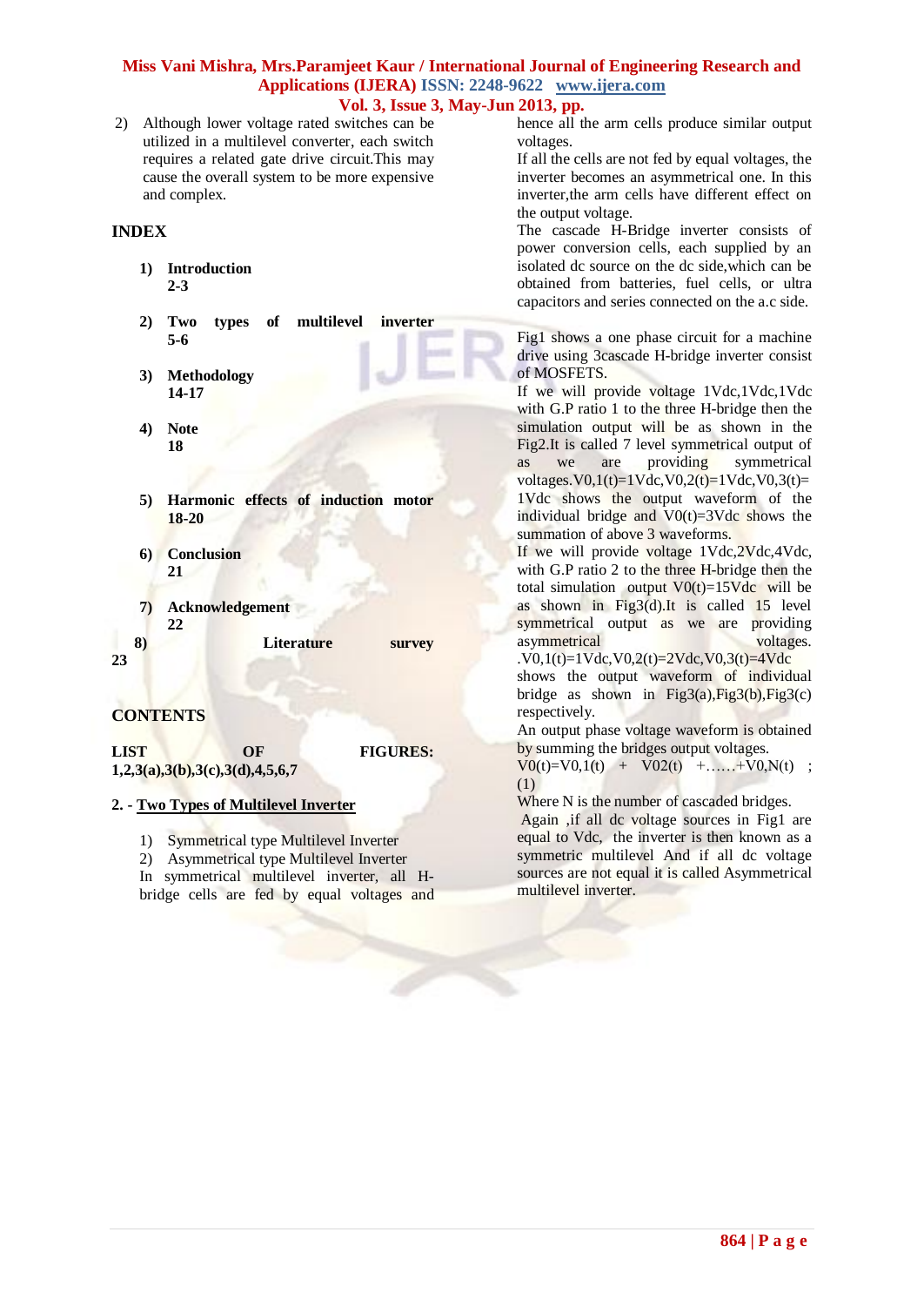2) Although lower voltage rated switches can be utilized in a multilevel converter, each switch requires a related gate drive circuit.This may cause the overall system to be more expensive and complex.

## INDEX

1) **Introduction**
   **2-3**
2) **Two types of multilevel inverter**
   **5-6**
3) **Methodology**
   **14-17**
4) **Note**
   **18**
5) **Harmonic effects of induction motor**
   **18-20**
6) **Conclusion**
   **21**
7) **Acknowledgement**
   **22**
8) **Literature survey**
   **23**

## CONTENTS

**LIST OF FIGURES: 1,2,3(a),3(b),3(c),3(d),4,5,6,7**

## 2. - Two Types of Multilevel Inverter

1) Symmetrical type Multilevel Inverter
2) Asymmetrical type Multilevel Inverter

In symmetrical multilevel inverter, all H-bridge cells are fed by equal voltages and hence all the arm cells produce similar output voltages.

If all the cells are not fed by equal voltages, the inverter becomes an asymmetrical one. In this inverter,the arm cells have different effect on the output voltage.

The cascade H-Bridge inverter consists of power conversion cells, each supplied by an isolated dc source on the dc side,which can be obtained from batteries, fuel cells, or ultra capacitors and series connected on the a.c side.

Fig1 shows a one phase circuit for a machine drive using 3cascade H-bridge inverter consist of MOSFETS.

If we will provide voltage 1Vdc,1Vdc,1Vdc with G.P ratio 1 to the three H-bridge then the simulation output will be as shown in the Fig2.It is called 7 level symmetrical output of as we are providing symmetrical voltages.$V_{0,1}(t)$=1Vdc,$V_{0,2}(t)$=1Vdc,$V_{0,3}(t)$= 1Vdc shows the output waveform of the individual bridge and $V_0(t)$=3Vdc shows the summation of above 3 waveforms.

If we will provide voltage 1Vdc,2Vdc,4Vdc, with G.P ratio 2 to the three H-bridge then the total simulation output $V_0(t)$=15Vdc will be as shown in Fig3(d).It is called 15 level symmetrical output as we are providing asymmetrical voltages. .$V_{0,1}(t)$=1Vdc,$V_{0,2}(t)$=2Vdc,$V_{0,3}(t)$=4Vdc shows the output waveform of individual bridge as shown in Fig3(a),Fig3(b),Fig3(c) respectively.

An output phase voltage waveform is obtained by summing the bridges output voltages.

$V_0(t)=V_{0,1}(t) + V_{02}(t) +\ldots\ldots+V_{0,N}(t)$ ; (1)

Where N is the number of cascaded bridges.

Again ,if all dc voltage sources in Fig1 are equal to Vdc, the inverter is then known as a symmetric multilevel And if all dc voltage sources are not equal it is called Asymmetrical multilevel inverter.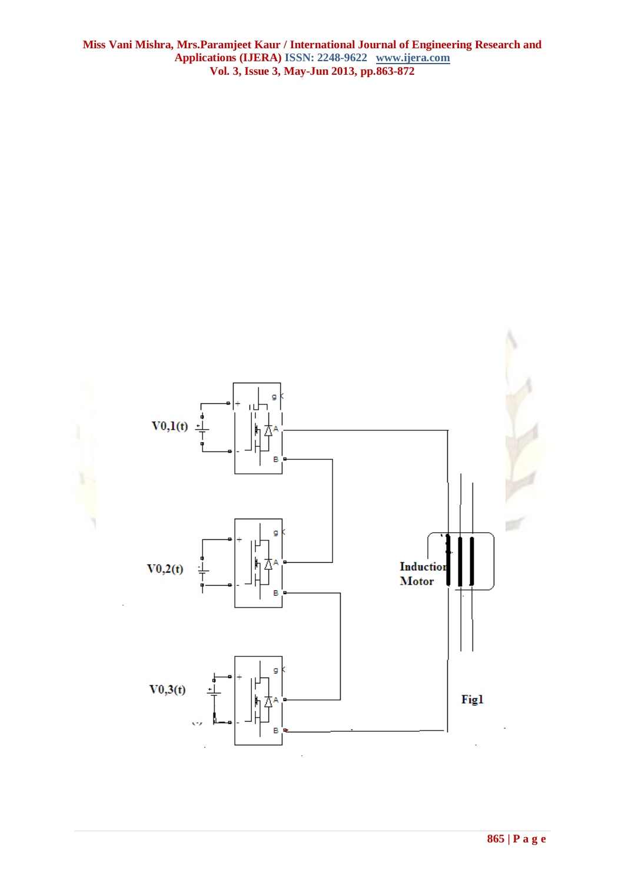Fig1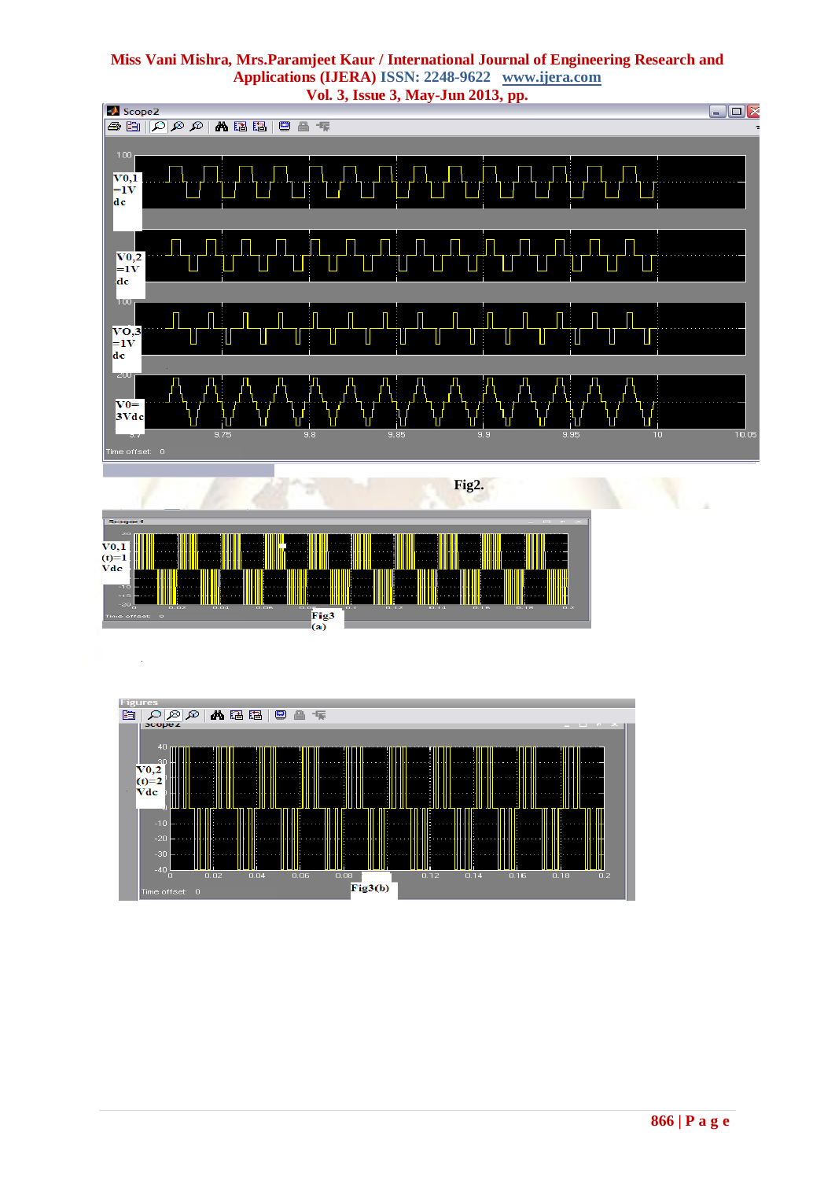Fig2.

Fig3 (a)

Fig3(b)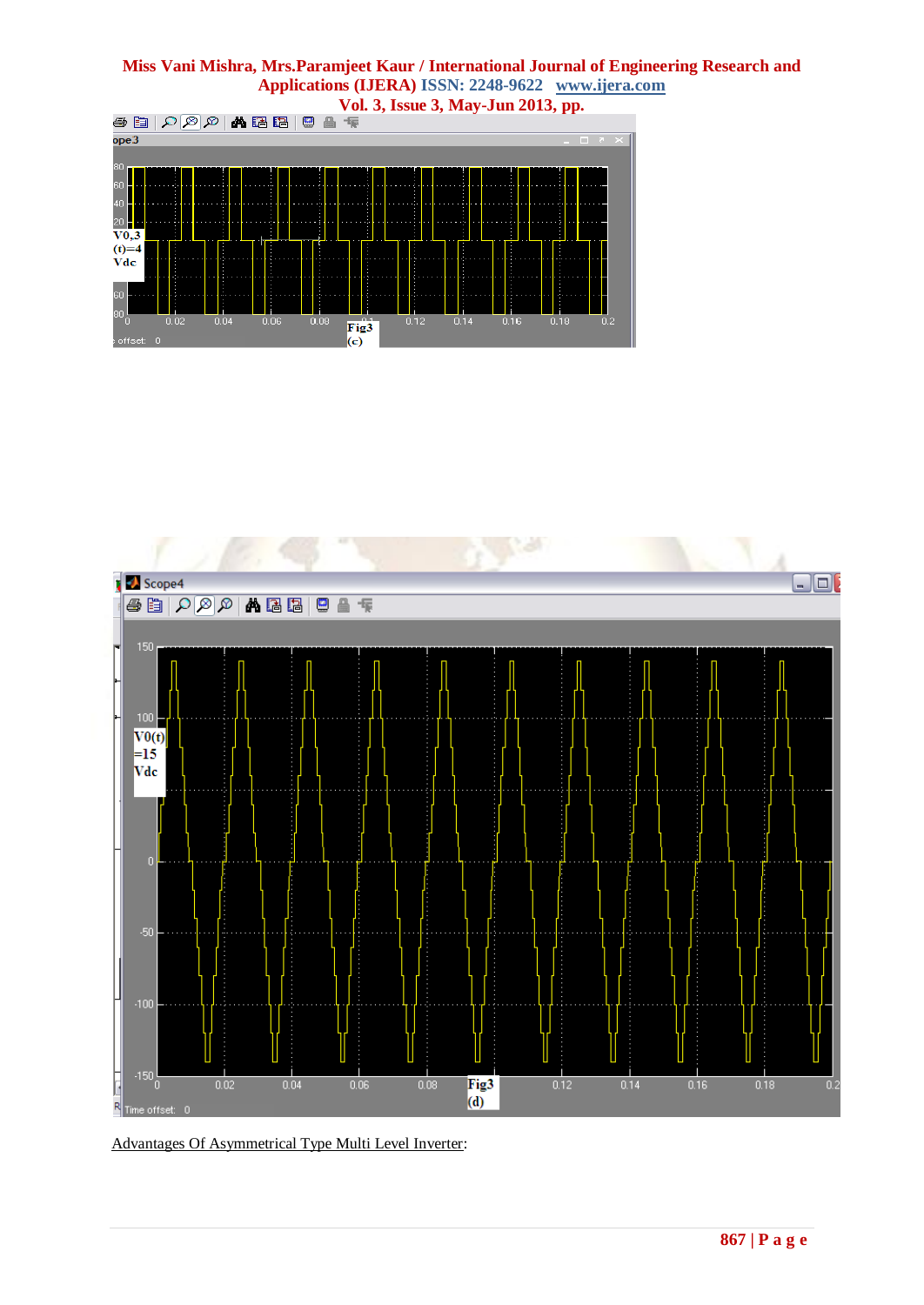Fig3 (c)

Fig3 (d)

Advantages Of Asymmetrical Type Multi Level Inverter: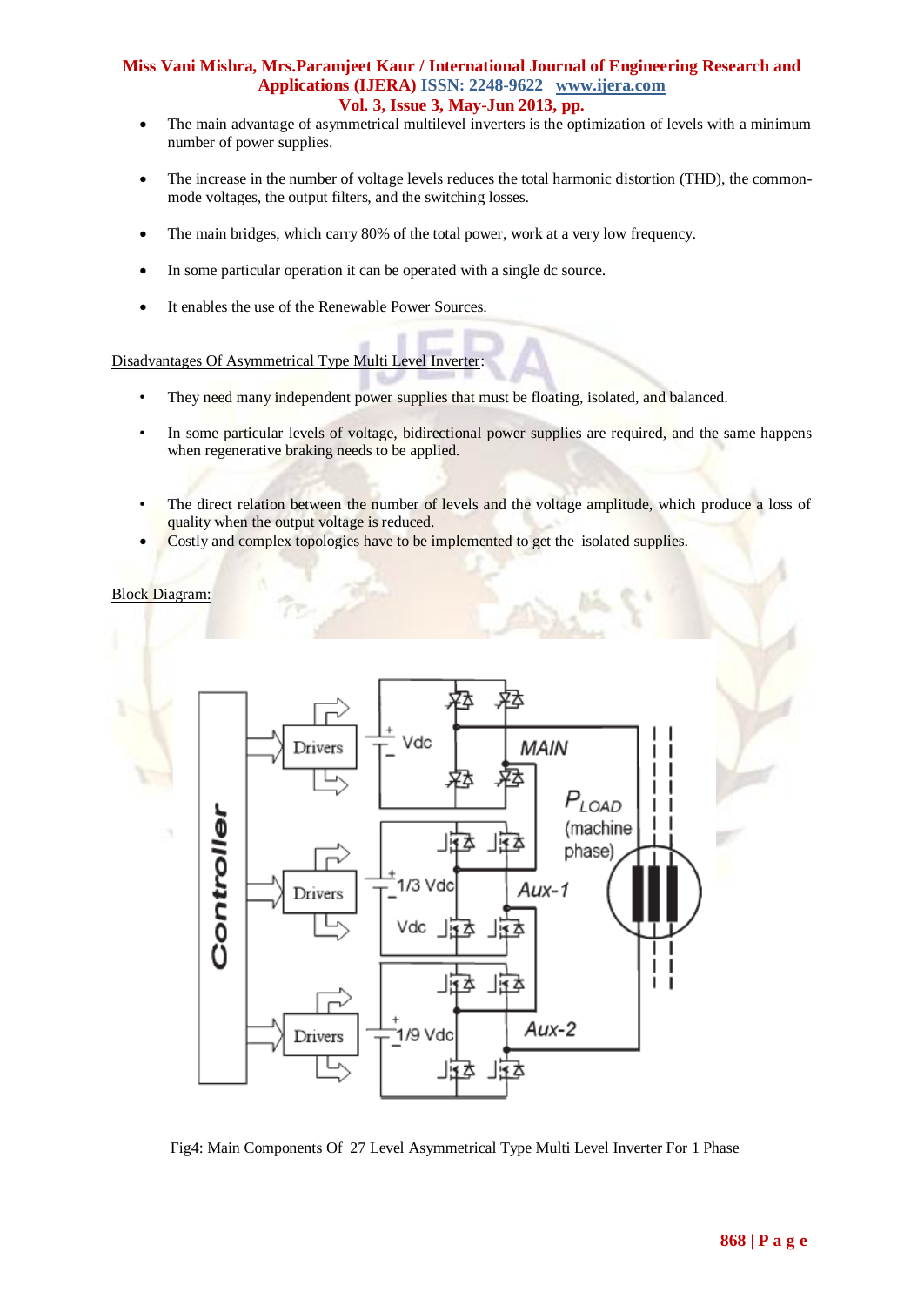- The main advantage of asymmetrical multilevel inverters is the optimization of levels with a minimum number of power supplies.
- The increase in the number of voltage levels reduces the total harmonic distortion (THD), the common-mode voltages, the output filters, and the switching losses.
- The main bridges, which carry 80% of the total power, work at a very low frequency.
- In some particular operation it can be operated with a single dc source.
- It enables the use of the Renewable Power Sources.

Disadvantages Of Asymmetrical Type Multi Level Inverter:

- They need many independent power supplies that must be floating, isolated, and balanced.
- In some particular levels of voltage, bidirectional power supplies are required, and the same happens when regenerative braking needs to be applied.
- The direct relation between the number of levels and the voltage amplitude, which produce a loss of quality when the output voltage is reduced.
- Costly and complex topologies have to be implemented to get the isolated supplies.

Block Diagram:

Fig4: Main Components Of 27 Level Asymmetrical Type Multi Level Inverter For 1 Phase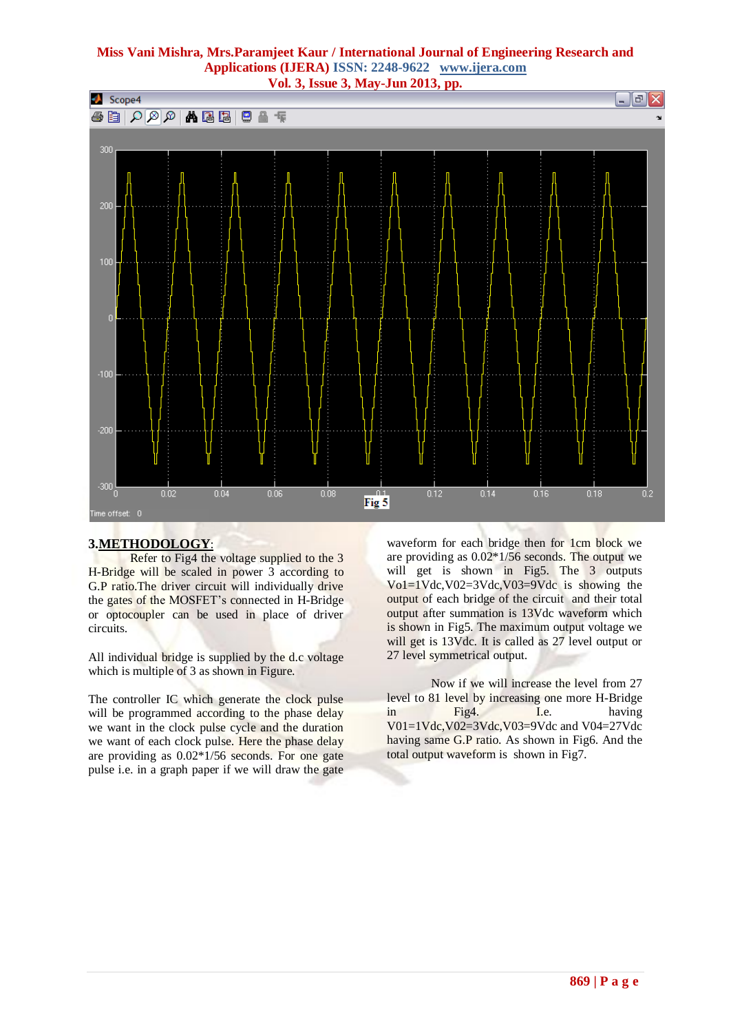Fig 5

## 3.METHODOLOGY:

Refer to Fig4 the voltage supplied to the 3 H-Bridge will be scaled in power 3 according to G.P ratio.The driver circuit will individually drive the gates of the MOSFET's connected in H-Bridge or optocoupler can be used in place of driver circuits.

All individual bridge is supplied by the d.c voltage which is multiple of 3 as shown in Figure.

The controller IC which generate the clock pulse will be programmed according to the phase delay we want in the clock pulse cycle and the duration we want of each clock pulse. Here the phase delay are providing as 0.02*1/56 seconds. For one gate pulse i.e. in a graph paper if we will draw the gate waveform for each bridge then for 1cm block we are providing as 0.02*1/56 seconds. The output we will get is shown in Fig5. The 3 outputs Vo1=1Vdc,V02=3Vdc,V03=9Vdc is showing the output of each bridge of the circuit and their total output after summation is 13Vdc waveform which is shown in Fig5. The maximum output voltage we will get is 13Vdc. It is called as 27 level output or 27 level symmetrical output.

Now if we will increase the level from 27 level to 81 level by increasing one more H-Bridge in Fig4. I.e. having V01=1Vdc,V02=3Vdc,V03=9Vdc and V04=27Vdc having same G.P ratio. As shown in Fig6. And the total output waveform is shown in Fig7.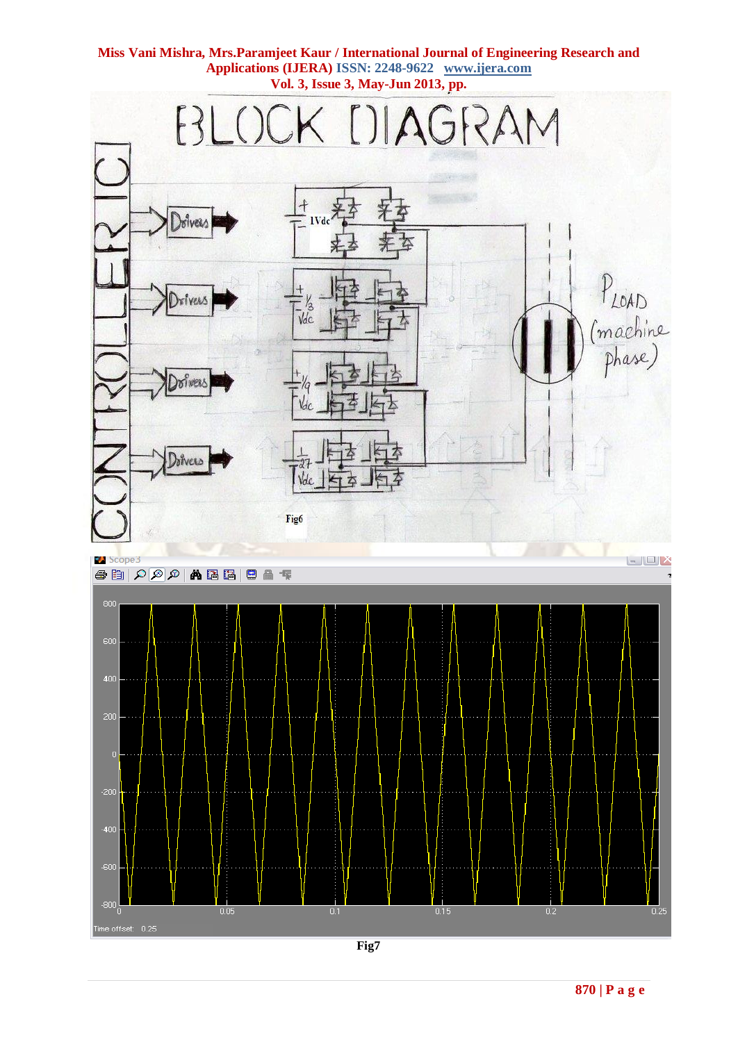Fig6

Fig7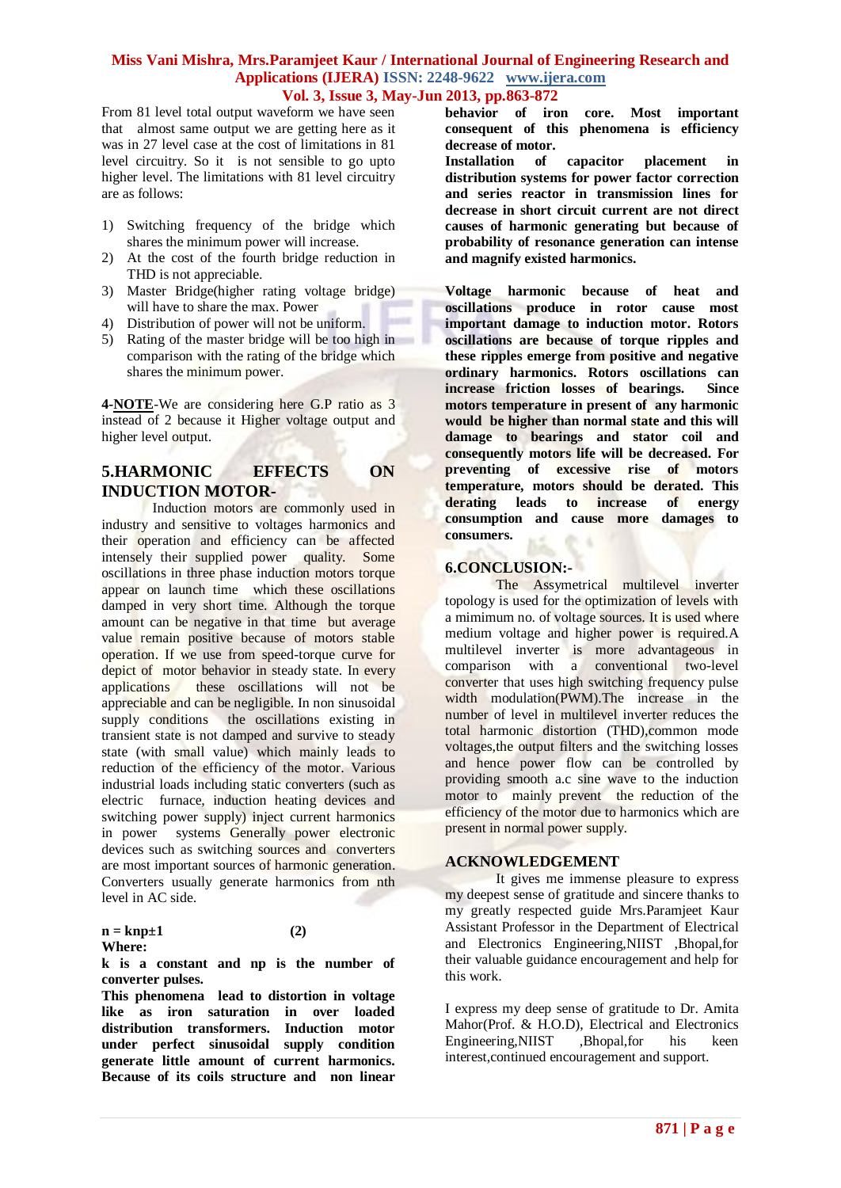From 81 level total output waveform we have seen that almost same output we are getting here as it was in 27 level case at the cost of limitations in 81 level circuitry. So it is not sensible to go upto higher level. The limitations with 81 level circuitry are as follows:

1) Switching frequency of the bridge which shares the minimum power will increase.
2) At the cost of the fourth bridge reduction in THD is not appreciable.
3) Master Bridge(higher rating voltage bridge) will have to share the max. Power
4) Distribution of power will not be uniform.
5) Rating of the master bridge will be too high in comparison with the rating of the bridge which shares the minimum power.

4-**NOTE**-We are considering here G.P ratio as 3 instead of 2 because it Higher voltage output and higher level output.

## 5.HARMONIC EFFECTS ON INDUCTION MOTOR-

Induction motors are commonly used in industry and sensitive to voltages harmonics and their operation and efficiency can be affected intensely their supplied power quality. Some oscillations in three phase induction motors torque appear on launch time which these oscillations damped in very short time. Although the torque amount can be negative in that time but average value remain positive because of motors stable operation. If we use from speed-torque curve for depict of motor behavior in steady state. In every applications these oscillations will not be appreciable and can be negligible. In non sinusoidal supply conditions the oscillations existing in transient state is not damped and survive to steady state (with small value) which mainly leads to reduction of the efficiency of the motor. Various industrial loads including static converters (such as electric furnace, induction heating devices and switching power supply) inject current harmonics in power systems Generally power electronic devices such as switching sources and converters are most important sources of harmonic generation. Converters usually generate harmonics from nth level in AC side.

$$n = knp \pm 1 \qquad (2)$$

**Where:**

**k is a constant and np is the number of converter pulses.**

**This phenomena lead to distortion in voltage like as iron saturation in over loaded distribution transformers. Induction motor under perfect sinusoidal supply condition generate little amount of current harmonics. Because of its coils structure and non linear behavior of iron core. Most important consequent of this phenomena is efficiency decrease of motor.**

**Installation of capacitor placement in distribution systems for power factor correction and series reactor in transmission lines for decrease in short circuit current are not direct causes of harmonic generating but because of probability of resonance generation can intense and magnify existed harmonics.**

**Voltage harmonic because of heat and oscillations produce in rotor cause most important damage to induction motor. Rotors oscillations are because of torque ripples and these ripples emerge from positive and negative ordinary harmonics. Rotors oscillations can increase friction losses of bearings. Since motors temperature in present of any harmonic would be higher than normal state and this will damage to bearings and stator coil and consequently motors life will be decreased. For preventing of excessive rise of motors temperature, motors should be derated. This derating leads to increase of energy consumption and cause more damages to consumers.**

## 6.CONCLUSION:-

The Assymetrical multilevel inverter topology is used for the optimization of levels with a mimimum no. of voltage sources. It is used where medium voltage and higher power is required.A multilevel inverter is more advantageous in comparison with a conventional two-level converter that uses high switching frequency pulse width modulation(PWM).The increase in the number of level in multilevel inverter reduces the total harmonic distortion (THD),common mode voltages,the output filters and the switching losses and hence power flow can be controlled by providing smooth a.c sine wave to the induction motor to mainly prevent the reduction of the efficiency of the motor due to harmonics which are present in normal power supply.

## ACKNOWLEDGEMENT

It gives me immense pleasure to express my deepest sense of gratitude and sincere thanks to my greatly respected guide Mrs.Paramjeet Kaur Assistant Professor in the Department of Electrical and Electronics Engineering,NIIST ,Bhopal,for their valuable guidance encouragement and help for this work.

I express my deep sense of gratitude to Dr. Amita Mahor(Prof. & H.O.D), Electrical and Electronics Engineering,NIIST ,Bhopal,for his keen interest,continued encouragement and support.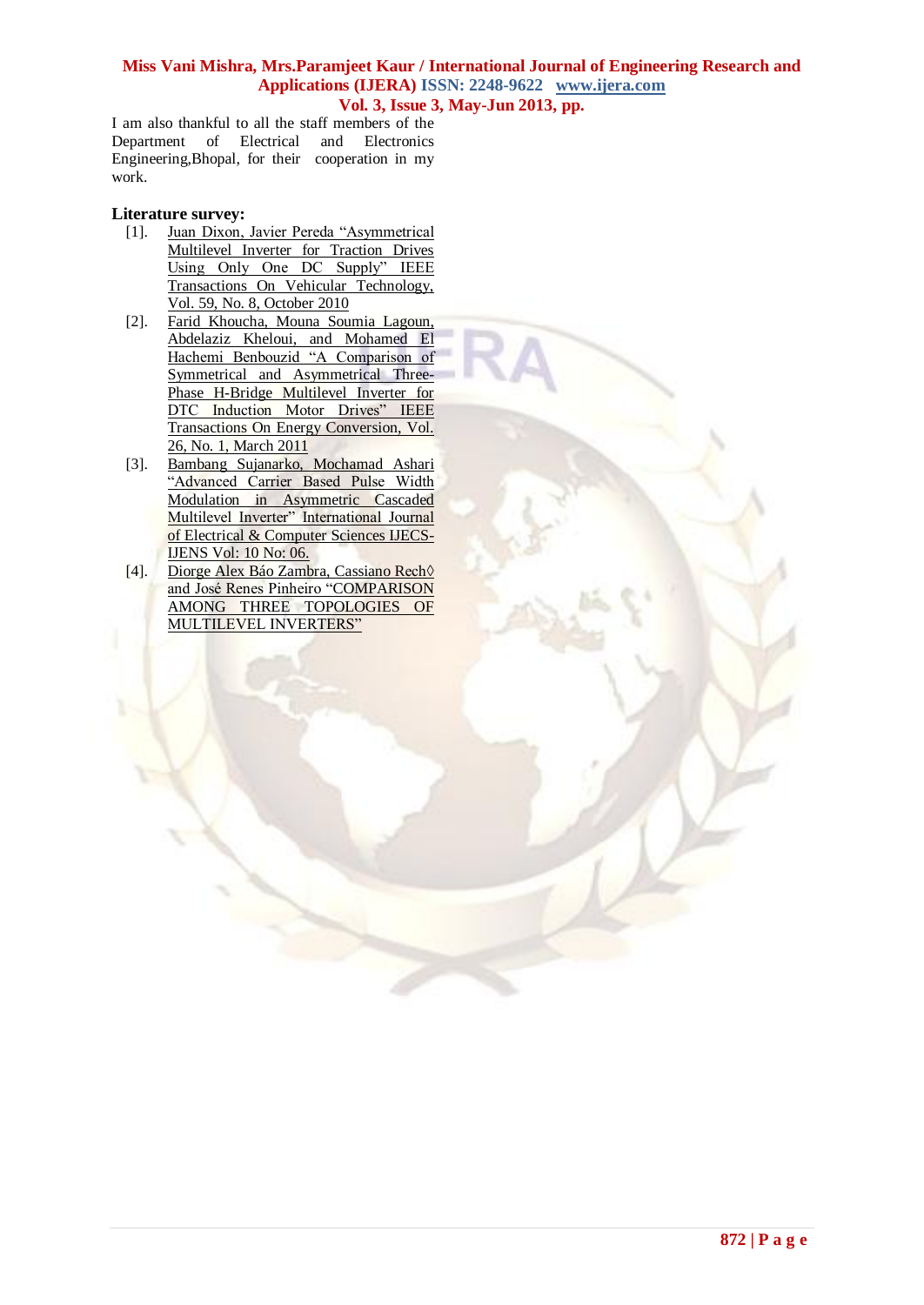I am also thankful to all the staff members of the Department of Electrical and Electronics Engineering,Bhopal, for their cooperation in my work.

## Literature survey:

[1]. Juan Dixon, Javier Pereda "Asymmetrical Multilevel Inverter for Traction Drives Using Only One DC Supply" IEEE Transactions On Vehicular Technology, Vol. 59, No. 8, October 2010

[2]. Farid Khoucha, Mouna Soumia Lagoun, Abdelaziz Kheloui, and Mohamed El Hachemi Benbouzid "A Comparison of Symmetrical and Asymmetrical Three-Phase H-Bridge Multilevel Inverter for DTC Induction Motor Drives" IEEE Transactions On Energy Conversion, Vol. 26, No. 1, March 2011

[3]. Bambang Sujanarko, Mochamad Ashari "Advanced Carrier Based Pulse Width Modulation in Asymmetric Cascaded Multilevel Inverter" International Journal of Electrical & Computer Sciences IJECS-IJENS Vol: 10 No: 06.

[4]. Diorge Alex Báo Zambra, Cassiano Rech◊ and José Renes Pinheiro "COMPARISON AMONG THREE TOPOLOGIES OF MULTILEVEL INVERTERS"